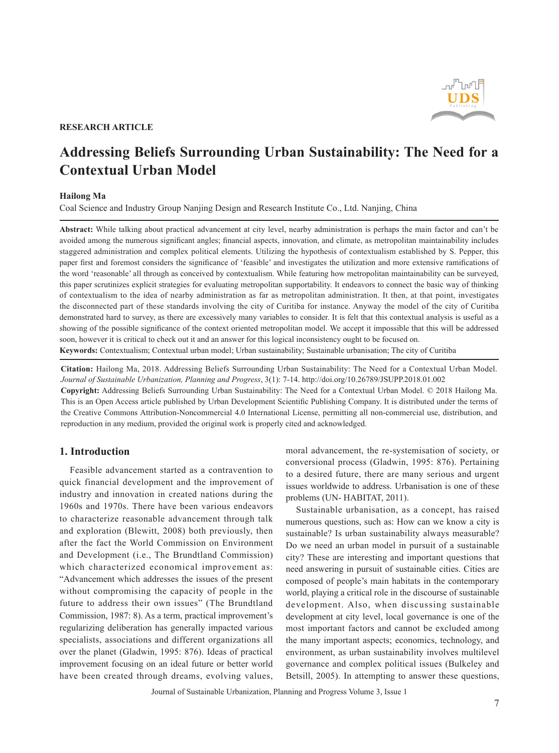RESEARCH ARTICLE

# Addressing Beliefs Surrounding Urban Sustainability: The Need for a Contextual Urban Model

**Hailong Ma**

Coal Science and Industry Group Nanjing Design and Research Institute Co., Ltd. Nanjing, China

**Abstract:** While talking about practical advancement at city level, nearby administration is perhaps the main factor and can't be avoided among the numerous significant angles; financial aspects, innovation, and climate, as metropolitan maintainability includes staggered administration and complex political elements. Utilizing the hypothesis of contextualism established by S. Pepper, this paper first and foremost considers the significance of 'feasible' and investigates the utilization and more extensive ramifications of the word 'reasonable' all through as conceived by contextualism. While featuring how metropolitan maintainability can be surveyed, this paper scrutinizes explicit strategies for evaluating metropolitan supportability. It endeavors to connect the basic way of thinking of contextualism to the idea of nearby administration as far as metropolitan administration. It then, at that point, investigates the disconnected part of these standards involving the city of Curitiba for instance. Anyway the model of the city of Curitiba demonstrated hard to survey, as there are excessively many variables to consider. It is felt that this contextual analysis is useful as a showing of the possible significance of the context oriented metropolitan model. We accept it impossible that this will be addressed soon, however it is critical to check out it and an answer for this logical inconsistency ought to be focused on.

**Keywords:** Contextualism; Contextual urban model; Urban sustainability; Sustainable urbanisation; The city of Curitiba

**Citation:** Hailong Ma, 2018. Addressing Beliefs Surrounding Urban Sustainability: The Need for a Contextual Urban Model. *Journal of Sustainable Urbanization, Planning and Progress*, 3(1): 7-14. http://doi.org/10.26789/JSUPP.2018.01.002

**Copyright:** Addressing Beliefs Surrounding Urban Sustainability: The Need for a Contextual Urban Model. © 2018 Hailong Ma. This is an Open Access article published by Urban Development Scientific Publishing Company. It is distributed under the terms of the Creative Commons Attribution-Noncommercial 4.0 International License, permitting all non-commercial use, distribution, and reproduction in any medium, provided the original work is properly cited and acknowledged.

## 1. Introduction

Feasible advancement started as a contravention to quick financial development and the improvement of industry and innovation in created nations during the 1960s and 1970s. There have been various endeavors to characterize reasonable advancement through talk and exploration (Blewitt, 2008) both previously, then after the fact the World Commission on Environment and Development (i.e., The Brundtland Commission) which characterized economical improvement as: "Advancement which addresses the issues of the present without compromising the capacity of people in the future to address their own issues" (The Brundtland Commission, 1987: 8). As a term, practical improvement's regularizing deliberation has generally impacted various specialists, associations and different organizations all over the planet (Gladwin, 1995: 876). Ideas of practical improvement focusing on an ideal future or better world have been created through dreams, evolving values, moral advancement, the re-systemisation of society, or conversional process (Gladwin, 1995: 876). Pertaining to a desired future, there are many serious and urgent issues worldwide to address. Urbanisation is one of these problems (UN- HABITAT, 2011).

Sustainable urbanisation, as a concept, has raised numerous questions, such as: How can we know a city is sustainable? Is urban sustainability always measurable? Do we need an urban model in pursuit of a sustainable city? These are interesting and important questions that need answering in pursuit of sustainable cities. Cities are composed of people's main habitats in the contemporary world, playing a critical role in the discourse of sustainable development. Also, when discussing sustainable development at city level, local governance is one of the most important factors and cannot be excluded among the many important aspects; economics, technology, and environment, as urban sustainability involves multilevel governance and complex political issues (Bulkeley and Betsill, 2005). In attempting to answer these questions,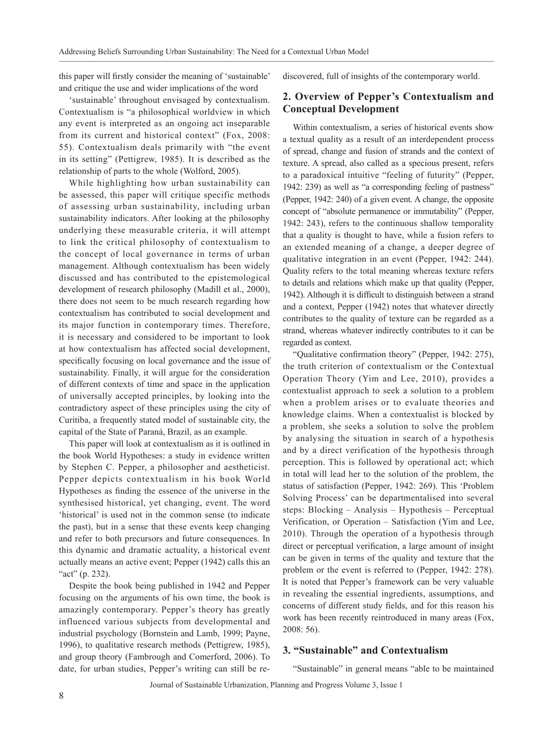this paper will firstly consider the meaning of 'sustainable' and critique the use and wider implications of the word

'sustainable' throughout envisaged by contextualism. Contextualism is "a philosophical worldview in which any event is interpreted as an ongoing act inseparable from its current and historical context" (Fox, 2008: 55). Contextualism deals primarily with "the event in its setting" (Pettigrew, 1985). It is described as the relationship of parts to the whole (Wolford, 2005).

While highlighting how urban sustainability can be assessed, this paper will critique specific methods of assessing urban sustainability, including urban sustainability indicators. After looking at the philosophy underlying these measurable criteria, it will attempt to link the critical philosophy of contextualism to the concept of local governance in terms of urban management. Although contextualism has been widely discussed and has contributed to the epistemological development of research philosophy (Madill et al., 2000), there does not seem to be much research regarding how contextualism has contributed to social development and its major function in contemporary times. Therefore, it is necessary and considered to be important to look at how contextualism has affected social development, specifically focusing on local governance and the issue of sustainability. Finally, it will argue for the consideration of different contexts of time and space in the application of universally accepted principles, by looking into the contradictory aspect of these principles using the city of Curitiba, a frequently stated model of sustainable city, the capital of the State of Paraná, Brazil, as an example.

This paper will look at contextualism as it is outlined in the book World Hypotheses: a study in evidence written by Stephen C. Pepper, a philosopher and aestheticist. Pepper depicts contextualism in his book World Hypotheses as finding the essence of the universe in the synthesised historical, yet changing, event. The word 'historical' is used not in the common sense (to indicate the past), but in a sense that these events keep changing and refer to both precursors and future consequences. In this dynamic and dramatic actuality, a historical event actually means an active event; Pepper (1942) calls this an "act" (p. 232).

Despite the book being published in 1942 and Pepper focusing on the arguments of his own time, the book is amazingly contemporary. Pepper's theory has greatly influenced various subjects from developmental and industrial psychology (Bornstein and Lamb, 1999; Payne, 1996), to qualitative research methods (Pettigrew, 1985), and group theory (Fambrough and Comerford, 2006). To date, for urban studies, Pepper's writing can still be rediscovered, full of insights of the contemporary world.

## 2. Overview of Pepper's Contextualism and Conceptual Development

Within contextualism, a series of historical events show a textual quality as a result of an interdependent process of spread, change and fusion of strands and the context of texture. A spread, also called as a specious present, refers to a paradoxical intuitive "feeling of futurity" (Pepper, 1942: 239) as well as "a corresponding feeling of pastness" (Pepper, 1942: 240) of a given event. A change, the opposite concept of "absolute permanence or immutability" (Pepper, 1942: 243), refers to the continuous shallow temporality that a quality is thought to have, while a fusion refers to an extended meaning of a change, a deeper degree of qualitative integration in an event (Pepper, 1942: 244). Quality refers to the total meaning whereas texture refers to details and relations which make up that quality (Pepper, 1942). Although it is difficult to distinguish between a strand and a context, Pepper (1942) notes that whatever directly contributes to the quality of texture can be regarded as a strand, whereas whatever indirectly contributes to it can be regarded as context.

"Qualitative confirmation theory" (Pepper, 1942: 275), the truth criterion of contextualism or the Contextual Operation Theory (Yim and Lee, 2010), provides a contextualist approach to seek a solution to a problem when a problem arises or to evaluate theories and knowledge claims. When a contextualist is blocked by a problem, she seeks a solution to solve the problem by analysing the situation in search of a hypothesis and by a direct verification of the hypothesis through perception. This is followed by operational act; which in total will lead her to the solution of the problem, the status of satisfaction (Pepper, 1942: 269). This 'Problem Solving Process' can be departmentalised into several steps: Blocking – Analysis – Hypothesis – Perceptual Verification, or Operation – Satisfaction (Yim and Lee, 2010). Through the operation of a hypothesis through direct or perceptual verification, a large amount of insight can be given in terms of the quality and texture that the problem or the event is referred to (Pepper, 1942: 278). It is noted that Pepper's framework can be very valuable in revealing the essential ingredients, assumptions, and concerns of different study fields, and for this reason his work has been recently reintroduced in many areas (Fox, 2008: 56).

## 3. "Sustainable" and Contextualism

"Sustainable" in general means "able to be maintained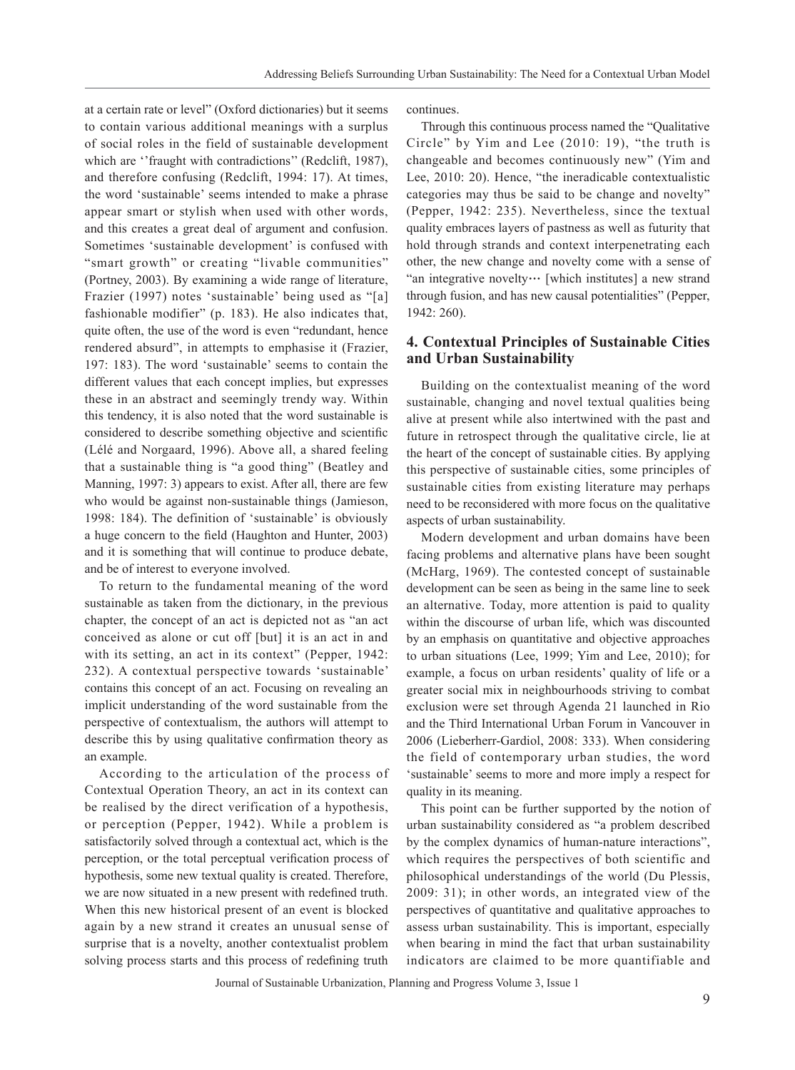at a certain rate or level" (Oxford dictionaries) but it seems to contain various additional meanings with a surplus of social roles in the field of sustainable development which are ''fraught with contradictions'' (Redclift, 1987), and therefore confusing (Redclift, 1994: 17). At times, the word 'sustainable' seems intended to make a phrase appear smart or stylish when used with other words, and this creates a great deal of argument and confusion. Sometimes 'sustainable development' is confused with "smart growth" or creating "livable communities" (Portney, 2003). By examining a wide range of literature, Frazier (1997) notes 'sustainable' being used as "[a] fashionable modifier" (p. 183). He also indicates that, quite often, the use of the word is even "redundant, hence rendered absurd", in attempts to emphasise it (Frazier, 197: 183). The word 'sustainable' seems to contain the different values that each concept implies, but expresses these in an abstract and seemingly trendy way. Within this tendency, it is also noted that the word sustainable is considered to describe something objective and scientific (Lélé and Norgaard, 1996). Above all, a shared feeling that a sustainable thing is "a good thing" (Beatley and Manning, 1997: 3) appears to exist. After all, there are few who would be against non-sustainable things (Jamieson, 1998: 184). The definition of 'sustainable' is obviously a huge concern to the field (Haughton and Hunter, 2003) and it is something that will continue to produce debate, and be of interest to everyone involved.

To return to the fundamental meaning of the word sustainable as taken from the dictionary, in the previous chapter, the concept of an act is depicted not as "an act conceived as alone or cut off [but] it is an act in and with its setting, an act in its context" (Pepper, 1942: 232). A contextual perspective towards 'sustainable' contains this concept of an act. Focusing on revealing an implicit understanding of the word sustainable from the perspective of contextualism, the authors will attempt to describe this by using qualitative confirmation theory as an example.

According to the articulation of the process of Contextual Operation Theory, an act in its context can be realised by the direct verification of a hypothesis, or perception (Pepper, 1942). While a problem is satisfactorily solved through a contextual act, which is the perception, or the total perceptual verification process of hypothesis, some new textual quality is created. Therefore, we are now situated in a new present with redefined truth. When this new historical present of an event is blocked again by a new strand it creates an unusual sense of surprise that is a novelty, another contextualist problem solving process starts and this process of redefining truth continues.

Through this continuous process named the "Qualitative Circle" by Yim and Lee (2010: 19), "the truth is changeable and becomes continuously new" (Yim and Lee, 2010: 20). Hence, "the ineradicable contextualistic categories may thus be said to be change and novelty" (Pepper, 1942: 235). Nevertheless, since the textual quality embraces layers of pastness as well as futurity that hold through strands and context interpenetrating each other, the new change and novelty come with a sense of "an integrative novelty… [which institutes] a new strand through fusion, and has new causal potentialities" (Pepper, 1942: 260).

## 4. Contextual Principles of Sustainable Cities and Urban Sustainability

Building on the contextualist meaning of the word sustainable, changing and novel textual qualities being alive at present while also intertwined with the past and future in retrospect through the qualitative circle, lie at the heart of the concept of sustainable cities. By applying this perspective of sustainable cities, some principles of sustainable cities from existing literature may perhaps need to be reconsidered with more focus on the qualitative aspects of urban sustainability.

Modern development and urban domains have been facing problems and alternative plans have been sought (McHarg, 1969). The contested concept of sustainable development can be seen as being in the same line to seek an alternative. Today, more attention is paid to quality within the discourse of urban life, which was discounted by an emphasis on quantitative and objective approaches to urban situations (Lee, 1999; Yim and Lee, 2010); for example, a focus on urban residents' quality of life or a greater social mix in neighbourhoods striving to combat exclusion were set through Agenda 21 launched in Rio and the Third International Urban Forum in Vancouver in 2006 (Lieberherr-Gardiol, 2008: 333). When considering the field of contemporary urban studies, the word 'sustainable' seems to more and more imply a respect for quality in its meaning.

This point can be further supported by the notion of urban sustainability considered as "a problem described by the complex dynamics of human-nature interactions", which requires the perspectives of both scientific and philosophical understandings of the world (Du Plessis, 2009: 31); in other words, an integrated view of the perspectives of quantitative and qualitative approaches to assess urban sustainability. This is important, especially when bearing in mind the fact that urban sustainability indicators are claimed to be more quantifiable and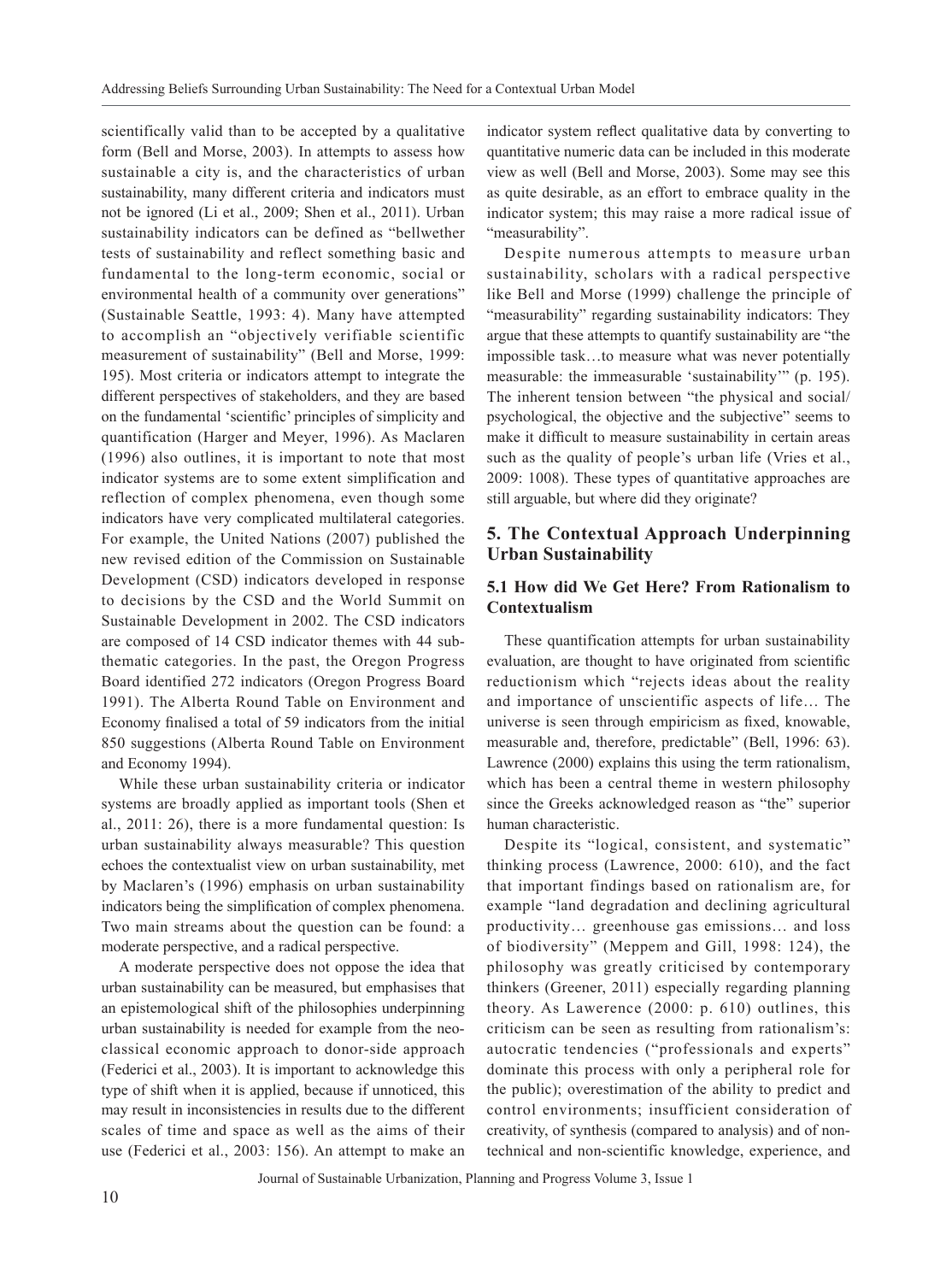scientifically valid than to be accepted by a qualitative form (Bell and Morse, 2003). In attempts to assess how sustainable a city is, and the characteristics of urban sustainability, many different criteria and indicators must not be ignored (Li et al., 2009; Shen et al., 2011). Urban sustainability indicators can be defined as "bellwether tests of sustainability and reflect something basic and fundamental to the long-term economic, social or environmental health of a community over generations" (Sustainable Seattle, 1993: 4). Many have attempted to accomplish an "objectively verifiable scientific measurement of sustainability" (Bell and Morse, 1999: 195). Most criteria or indicators attempt to integrate the different perspectives of stakeholders, and they are based on the fundamental 'scientific' principles of simplicity and quantification (Harger and Meyer, 1996). As Maclaren (1996) also outlines, it is important to note that most indicator systems are to some extent simplification and reflection of complex phenomena, even though some indicators have very complicated multilateral categories. For example, the United Nations (2007) published the new revised edition of the Commission on Sustainable Development (CSD) indicators developed in response to decisions by the CSD and the World Summit on Sustainable Development in 2002. The CSD indicators are composed of 14 CSD indicator themes with 44 sub-thematic categories. In the past, the Oregon Progress Board identified 272 indicators (Oregon Progress Board 1991). The Alberta Round Table on Environment and Economy finalised a total of 59 indicators from the initial 850 suggestions (Alberta Round Table on Environment and Economy 1994).

While these urban sustainability criteria or indicator systems are broadly applied as important tools (Shen et al., 2011: 26), there is a more fundamental question: Is urban sustainability always measurable? This question echoes the contextualist view on urban sustainability, met by Maclaren's (1996) emphasis on urban sustainability indicators being the simplification of complex phenomena. Two main streams about the question can be found: a moderate perspective, and a radical perspective.

A moderate perspective does not oppose the idea that urban sustainability can be measured, but emphasises that an epistemological shift of the philosophies underpinning urban sustainability is needed for example from the neo-classical economic approach to donor-side approach (Federici et al., 2003). It is important to acknowledge this type of shift when it is applied, because if unnoticed, this may result in inconsistencies in results due to the different scales of time and space as well as the aims of their use (Federici et al., 2003: 156). An attempt to make an indicator system reflect qualitative data by converting to quantitative numeric data can be included in this moderate view as well (Bell and Morse, 2003). Some may see this as quite desirable, as an effort to embrace quality in the indicator system; this may raise a more radical issue of "measurability".

Despite numerous attempts to measure urban sustainability, scholars with a radical perspective like Bell and Morse (1999) challenge the principle of "measurability" regarding sustainability indicators: They argue that these attempts to quantify sustainability are "the impossible task…to measure what was never potentially measurable: the immeasurable 'sustainability'" (p. 195). The inherent tension between "the physical and social/psychological, the objective and the subjective" seems to make it difficult to measure sustainability in certain areas such as the quality of people's urban life (Vries et al., 2009: 1008). These types of quantitative approaches are still arguable, but where did they originate?

## 5. The Contextual Approach Underpinning Urban Sustainability

### 5.1 How did We Get Here? From Rationalism to Contextualism

These quantification attempts for urban sustainability evaluation, are thought to have originated from scientific reductionism which "rejects ideas about the reality and importance of unscientific aspects of life… The universe is seen through empiricism as fixed, knowable, measurable and, therefore, predictable" (Bell, 1996: 63). Lawrence (2000) explains this using the term rationalism, which has been a central theme in western philosophy since the Greeks acknowledged reason as "the" superior human characteristic.

Despite its "logical, consistent, and systematic" thinking process (Lawrence, 2000: 610), and the fact that important findings based on rationalism are, for example "land degradation and declining agricultural productivity… greenhouse gas emissions… and loss of biodiversity" (Meppem and Gill, 1998: 124), the philosophy was greatly criticised by contemporary thinkers (Greener, 2011) especially regarding planning theory. As Lawerence (2000: p. 610) outlines, this criticism can be seen as resulting from rationalism's: autocratic tendencies ("professionals and experts" dominate this process with only a peripheral role for the public); overestimation of the ability to predict and control environments; insufficient consideration of creativity, of synthesis (compared to analysis) and of non-technical and non-scientific knowledge, experience, and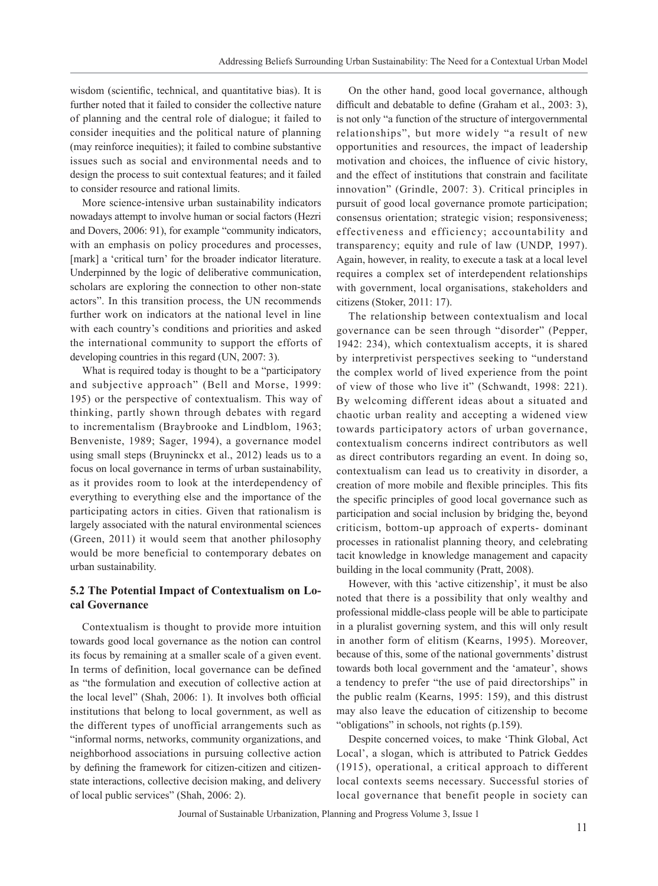wisdom (scientific, technical, and quantitative bias). It is further noted that it failed to consider the collective nature of planning and the central role of dialogue; it failed to consider inequities and the political nature of planning (may reinforce inequities); it failed to combine substantive issues such as social and environmental needs and to design the process to suit contextual features; and it failed to consider resource and rational limits.

More science-intensive urban sustainability indicators nowadays attempt to involve human or social factors (Hezri and Dovers, 2006: 91), for example "community indicators, with an emphasis on policy procedures and processes, [mark] a 'critical turn' for the broader indicator literature. Underpinned by the logic of deliberative communication, scholars are exploring the connection to other non-state actors". In this transition process, the UN recommends further work on indicators at the national level in line with each country's conditions and priorities and asked the international community to support the efforts of developing countries in this regard (UN, 2007: 3).

What is required today is thought to be a "participatory and subjective approach" (Bell and Morse, 1999: 195) or the perspective of contextualism. This way of thinking, partly shown through debates with regard to incrementalism (Braybrooke and Lindblom, 1963; Benveniste, 1989; Sager, 1994), a governance model using small steps (Bruyninckx et al., 2012) leads us to a focus on local governance in terms of urban sustainability, as it provides room to look at the interdependency of everything to everything else and the importance of the participating actors in cities. Given that rationalism is largely associated with the natural environmental sciences (Green, 2011) it would seem that another philosophy would be more beneficial to contemporary debates on urban sustainability.

## 5.2 The Potential Impact of Contextualism on Local Governance

Contextualism is thought to provide more intuition towards good local governance as the notion can control its focus by remaining at a smaller scale of a given event. In terms of definition, local governance can be defined as "the formulation and execution of collective action at the local level" (Shah, 2006: 1). It involves both official institutions that belong to local government, as well as the different types of unofficial arrangements such as "informal norms, networks, community organizations, and neighborhood associations in pursuing collective action by defining the framework for citizen-citizen and citizen-state interactions, collective decision making, and delivery of local public services" (Shah, 2006: 2).

On the other hand, good local governance, although difficult and debatable to define (Graham et al., 2003: 3), is not only "a function of the structure of intergovernmental relationships", but more widely "a result of new opportunities and resources, the impact of leadership motivation and choices, the influence of civic history, and the effect of institutions that constrain and facilitate innovation" (Grindle, 2007: 3). Critical principles in pursuit of good local governance promote participation; consensus orientation; strategic vision; responsiveness; effectiveness and efficiency; accountability and transparency; equity and rule of law (UNDP, 1997). Again, however, in reality, to execute a task at a local level requires a complex set of interdependent relationships with government, local organisations, stakeholders and citizens (Stoker, 2011: 17).

The relationship between contextualism and local governance can be seen through "disorder" (Pepper, 1942: 234), which contextualism accepts, it is shared by interpretivist perspectives seeking to "understand the complex world of lived experience from the point of view of those who live it" (Schwandt, 1998: 221). By welcoming different ideas about a situated and chaotic urban reality and accepting a widened view towards participatory actors of urban governance, contextualism concerns indirect contributors as well as direct contributors regarding an event. In doing so, contextualism can lead us to creativity in disorder, a creation of more mobile and flexible principles. This fits the specific principles of good local governance such as participation and social inclusion by bridging the, beyond criticism, bottom-up approach of experts- dominant processes in rationalist planning theory, and celebrating tacit knowledge in knowledge management and capacity building in the local community (Pratt, 2008).

However, with this 'active citizenship', it must be also noted that there is a possibility that only wealthy and professional middle-class people will be able to participate in a pluralist governing system, and this will only result in another form of elitism (Kearns, 1995). Moreover, because of this, some of the national governments' distrust towards both local government and the 'amateur', shows a tendency to prefer "the use of paid directorships" in the public realm (Kearns, 1995: 159), and this distrust may also leave the education of citizenship to become "obligations" in schools, not rights (p.159).

Despite concerned voices, to make 'Think Global, Act Local', a slogan, which is attributed to Patrick Geddes (1915), operational, a critical approach to different local contexts seems necessary. Successful stories of local governance that benefit people in society can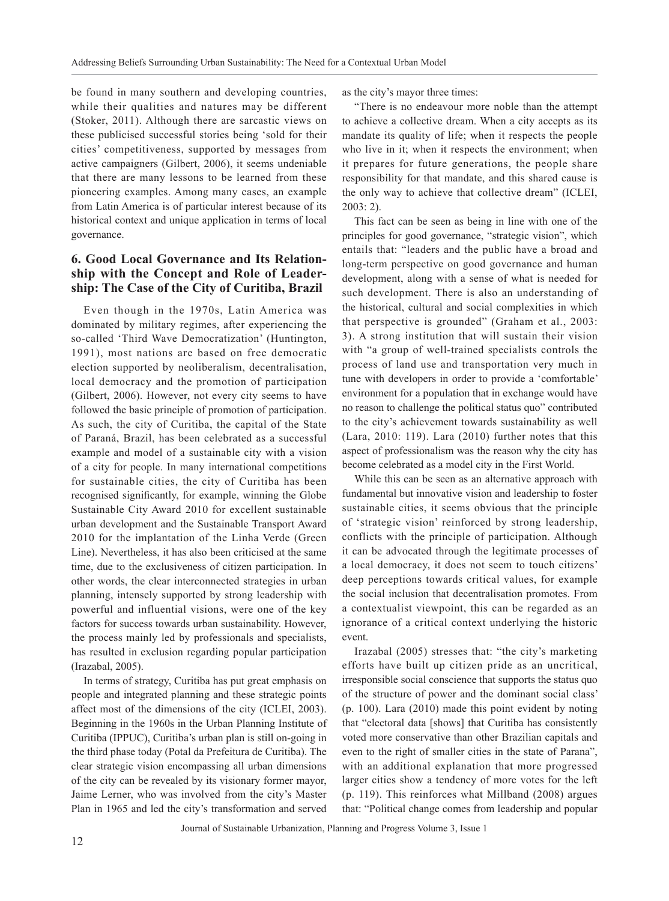be found in many southern and developing countries, while their qualities and natures may be different (Stoker, 2011). Although there are sarcastic views on these publicised successful stories being 'sold for their cities' competitiveness, supported by messages from active campaigners (Gilbert, 2006), it seems undeniable that there are many lessons to be learned from these pioneering examples. Among many cases, an example from Latin America is of particular interest because of its historical context and unique application in terms of local governance.

## 6. Good Local Governance and Its Relationship with the Concept and Role of Leadership: The Case of the City of Curitiba, Brazil

Even though in the 1970s, Latin America was dominated by military regimes, after experiencing the so-called 'Third Wave Democratization' (Huntington, 1991), most nations are based on free democratic election supported by neoliberalism, decentralisation, local democracy and the promotion of participation (Gilbert, 2006). However, not every city seems to have followed the basic principle of promotion of participation. As such, the city of Curitiba, the capital of the State of Paraná, Brazil, has been celebrated as a successful example and model of a sustainable city with a vision of a city for people. In many international competitions for sustainable cities, the city of Curitiba has been recognised significantly, for example, winning the Globe Sustainable City Award 2010 for excellent sustainable urban development and the Sustainable Transport Award 2010 for the implantation of the Linha Verde (Green Line). Nevertheless, it has also been criticised at the same time, due to the exclusiveness of citizen participation. In other words, the clear interconnected strategies in urban planning, intensely supported by strong leadership with powerful and influential visions, were one of the key factors for success towards urban sustainability. However, the process mainly led by professionals and specialists, has resulted in exclusion regarding popular participation (Irazabal, 2005).

In terms of strategy, Curitiba has put great emphasis on people and integrated planning and these strategic points affect most of the dimensions of the city (ICLEI, 2003). Beginning in the 1960s in the Urban Planning Institute of Curitiba (IPPUC), Curitiba's urban plan is still on-going in the third phase today (Potal da Prefeitura de Curitiba). The clear strategic vision encompassing all urban dimensions of the city can be revealed by its visionary former mayor, Jaime Lerner, who was involved from the city's Master Plan in 1965 and led the city's transformation and served as the city's mayor three times:

"There is no endeavour more noble than the attempt to achieve a collective dream. When a city accepts as its mandate its quality of life; when it respects the people who live in it; when it respects the environment; when it prepares for future generations, the people share responsibility for that mandate, and this shared cause is the only way to achieve that collective dream" (ICLEI, 2003: 2).

This fact can be seen as being in line with one of the principles for good governance, "strategic vision", which entails that: "leaders and the public have a broad and long-term perspective on good governance and human development, along with a sense of what is needed for such development. There is also an understanding of the historical, cultural and social complexities in which that perspective is grounded" (Graham et al., 2003: 3). A strong institution that will sustain their vision with "a group of well-trained specialists controls the process of land use and transportation very much in tune with developers in order to provide a 'comfortable' environment for a population that in exchange would have no reason to challenge the political status quo" contributed to the city's achievement towards sustainability as well (Lara, 2010: 119). Lara (2010) further notes that this aspect of professionalism was the reason why the city has become celebrated as a model city in the First World.

While this can be seen as an alternative approach with fundamental but innovative vision and leadership to foster sustainable cities, it seems obvious that the principle of 'strategic vision' reinforced by strong leadership, conflicts with the principle of participation. Although it can be advocated through the legitimate processes of a local democracy, it does not seem to touch citizens' deep perceptions towards critical values, for example the social inclusion that decentralisation promotes. From a contextualist viewpoint, this can be regarded as an ignorance of a critical context underlying the historic event.

Irazabal (2005) stresses that: "the city's marketing efforts have built up citizen pride as an uncritical, irresponsible social conscience that supports the status quo of the structure of power and the dominant social class' (p. 100). Lara (2010) made this point evident by noting that "electoral data [shows] that Curitiba has consistently voted more conservative than other Brazilian capitals and even to the right of smaller cities in the state of Parana", with an additional explanation that more progressed larger cities show a tendency of more votes for the left (p. 119). This reinforces what Millband (2008) argues that: "Political change comes from leadership and popular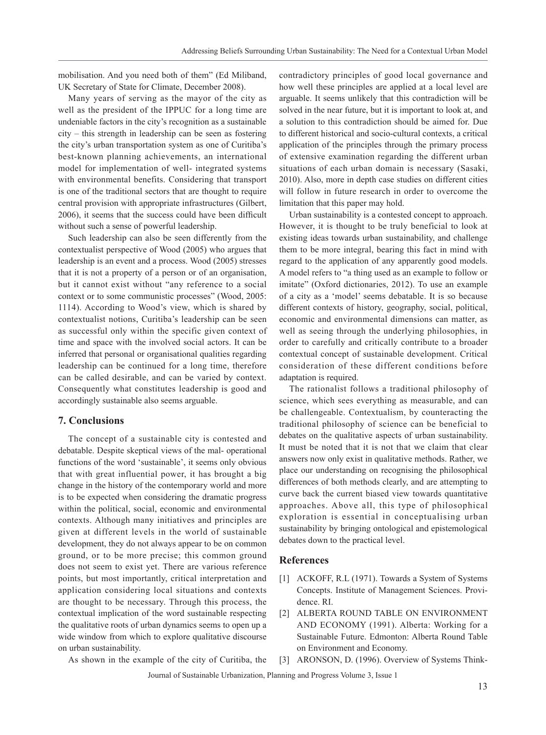mobilisation. And you need both of them" (Ed Miliband, UK Secretary of State for Climate, December 2008).

Many years of serving as the mayor of the city as well as the president of the IPPUC for a long time are undeniable factors in the city's recognition as a sustainable city – this strength in leadership can be seen as fostering the city's urban transportation system as one of Curitiba's best-known planning achievements, an international model for implementation of well- integrated systems with environmental benefits. Considering that transport is one of the traditional sectors that are thought to require central provision with appropriate infrastructures (Gilbert, 2006), it seems that the success could have been difficult without such a sense of powerful leadership.

Such leadership can also be seen differently from the contextualist perspective of Wood (2005) who argues that leadership is an event and a process. Wood (2005) stresses that it is not a property of a person or of an organisation, but it cannot exist without "any reference to a social context or to some communistic processes" (Wood, 2005: 1114). According to Wood's view, which is shared by contextualist notions, Curitiba's leadership can be seen as successful only within the specific given context of time and space with the involved social actors. It can be inferred that personal or organisational qualities regarding leadership can be continued for a long time, therefore can be called desirable, and can be varied by context. Consequently what constitutes leadership is good and accordingly sustainable also seems arguable.

## 7. Conclusions

The concept of a sustainable city is contested and debatable. Despite skeptical views of the mal- operational functions of the word 'sustainable', it seems only obvious that with great influential power, it has brought a big change in the history of the contemporary world and more is to be expected when considering the dramatic progress within the political, social, economic and environmental contexts. Although many initiatives and principles are given at different levels in the world of sustainable development, they do not always appear to be on common ground, or to be more precise; this common ground does not seem to exist yet. There are various reference points, but most importantly, critical interpretation and application considering local situations and contexts are thought to be necessary. Through this process, the contextual implication of the word sustainable respecting the qualitative roots of urban dynamics seems to open up a wide window from which to explore qualitative discourse on urban sustainability.

As shown in the example of the city of Curitiba, the contradictory principles of good local governance and how well these principles are applied at a local level are arguable. It seems unlikely that this contradiction will be solved in the near future, but it is important to look at, and a solution to this contradiction should be aimed for. Due to different historical and socio-cultural contexts, a critical application of the principles through the primary process of extensive examination regarding the different urban situations of each urban domain is necessary (Sasaki, 2010). Also, more in depth case studies on different cities will follow in future research in order to overcome the limitation that this paper may hold.

Urban sustainability is a contested concept to approach. However, it is thought to be truly beneficial to look at existing ideas towards urban sustainability, and challenge them to be more integral, bearing this fact in mind with regard to the application of any apparently good models. A model refers to "a thing used as an example to follow or imitate" (Oxford dictionaries, 2012). To use an example of a city as a 'model' seems debatable. It is so because different contexts of history, geography, social, political, economic and environmental dimensions can matter, as well as seeing through the underlying philosophies, in order to carefully and critically contribute to a broader contextual concept of sustainable development. Critical consideration of these different conditions before adaptation is required.

The rationalist follows a traditional philosophy of science, which sees everything as measurable, and can be challengeable. Contextualism, by counteracting the traditional philosophy of science can be beneficial to debates on the qualitative aspects of urban sustainability. It must be noted that it is not that we claim that clear answers now only exist in qualitative methods. Rather, we place our understanding on recognising the philosophical differences of both methods clearly, and are attempting to curve back the current biased view towards quantitative approaches. Above all, this type of philosophical exploration is essential in conceptualising urban sustainability by bringing ontological and epistemological debates down to the practical level.

## References

[1] ACKOFF, R.L (1971). Towards a System of Systems Concepts. Institute of Management Sciences. Providence. RI.

[2] ALBERTA ROUND TABLE ON ENVIRONMENT AND ECONOMY (1991). Alberta: Working for a Sustainable Future. Edmonton: Alberta Round Table on Environment and Economy.

[3] ARONSON, D. (1996). Overview of Systems Think-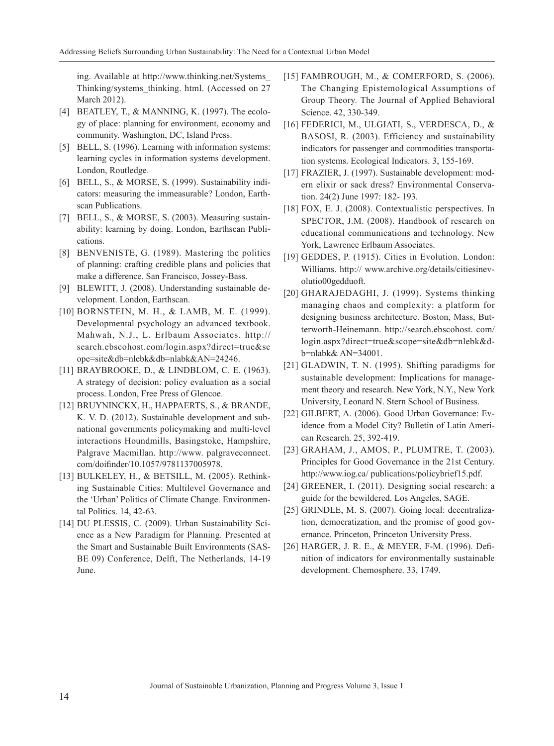ing. Available at http://www.thinking.net/Systems_ Thinking/systems_thinking. html. (Accessed on 27 March 2012).

[4] BEATLEY, T., & MANNING, K. (1997). The ecology of place: planning for environment, economy and community. Washington, DC, Island Press.

[5] BELL, S. (1996). Learning with information systems: learning cycles in information systems development. London, Routledge.

[6] BELL, S., & MORSE, S. (1999). Sustainability indicators: measuring the immeasurable? London, Earthscan Publications.

[7] BELL, S., & MORSE, S. (2003). Measuring sustainability: learning by doing. London, Earthscan Publications.

[8] BENVENISTE, G. (1989). Mastering the politics of planning: crafting credible plans and policies that make a difference. San Francisco, Jossey-Bass.

[9] BLEWITT, J. (2008). Understanding sustainable development. London, Earthscan.

[10] BORNSTEIN, M. H., & LAMB, M. E. (1999). Developmental psychology an advanced textbook. Mahwah, N.J., L. Erlbaum Associates. http:// search.ebscohost.com/login.aspx?direct=true&scope=site&db=nlebk&db=nlabk&AN=24246.

[11] BRAYBROOKE, D., & LINDBLOM, C. E. (1963). A strategy of decision: policy evaluation as a social process. London, Free Press of Glencoe.

[12] BRUYNINCKX, H., HAPPAERTS, S., & BRANDE, K. V. D. (2012). Sustainable development and subnational governments policymaking and multi-level interactions Houndmills, Basingstoke, Hampshire, Palgrave Macmillan. http://www. palgraveconnect. com/doifinder/10.1057/9781137005978.

[13] BULKELEY, H., & BETSILL, M. (2005). Rethinking Sustainable Cities: Multilevel Governance and the 'Urban' Politics of Climate Change. Environmental Politics. 14, 42-63.

[14] DU PLESSIS, C. (2009). Urban Sustainability Science as a New Paradigm for Planning. Presented at the Smart and Sustainable Built Environments (SASBE 09) Conference, Delft, The Netherlands, 14-19 June.

[15] FAMBROUGH, M., & COMERFORD, S. (2006). The Changing Epistemological Assumptions of Group Theory. The Journal of Applied Behavioral Science. 42, 330-349.

[16] FEDERICI, M., ULGIATI, S., VERDESCA, D., & BASOSI, R. (2003). Efficiency and sustainability indicators for passenger and commodities transportation systems. Ecological Indicators. 3, 155-169.

[17] FRAZIER, J. (1997). Sustainable development: modern elixir or sack dress? Environmental Conservation. 24(2) June 1997: 182- 193.

[18] FOX, E. J. (2008). Contextualistic perspectives. In SPECTOR, J.M. (2008). Handbook of research on educational communications and technology. New York, Lawrence Erlbaum Associates.

[19] GEDDES, P. (1915). Cities in Evolution. London: Williams. http:// www.archive.org/details/citiesinevolutio00gedduoft.

[20] GHARAJEDAGHI, J. (1999). Systems thinking managing chaos and complexity: a platform for designing business architecture. Boston, Mass, Butterworth-Heinemann. http://search.ebscohost. com/ login.aspx?direct=true&scope=site&db=nlebk&db=nlabk& AN=34001.

[21] GLADWIN, T. N. (1995). Shifting paradigms for sustainable development: Implications for management theory and research. New York, N.Y., New York University, Leonard N. Stern School of Business.

[22] GILBERT, A. (2006). Good Urban Governance: Evidence from a Model City? Bulletin of Latin American Research. 25, 392-419.

[23] GRAHAM, J., AMOS, P., PLUMTRE, T. (2003). Principles for Good Governance in the 21st Century. http://www.iog.ca/ publications/policybrief15.pdf.

[24] GREENER, I. (2011). Designing social research: a guide for the bewildered. Los Angeles, SAGE.

[25] GRINDLE, M. S. (2007). Going local: decentralization, democratization, and the promise of good governance. Princeton, Princeton University Press.

[26] HARGER, J. R. E., & MEYER, F-M. (1996). Definition of indicators for environmentally sustainable development. Chemosphere. 33, 1749.